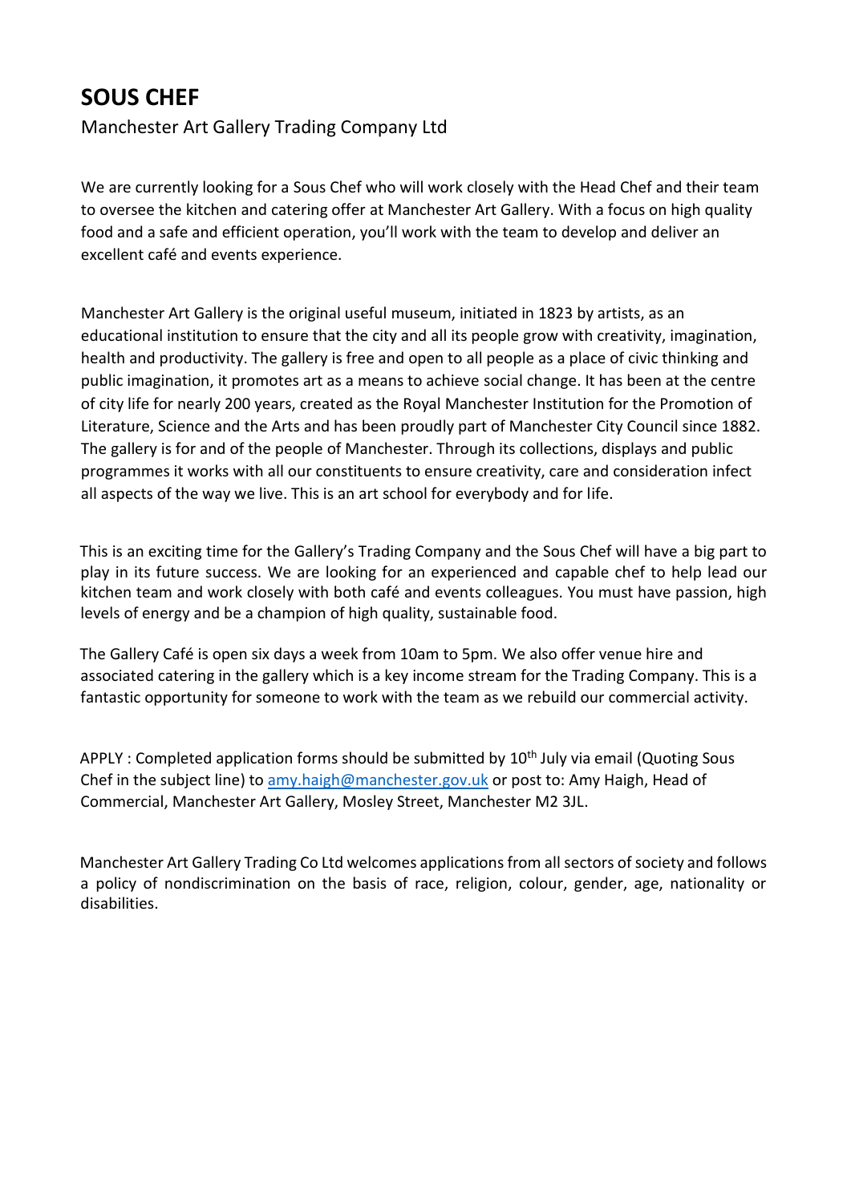# SOUS CHEF

Manchester Art Gallery Trading Company Ltd

We are currently looking for a Sous Chef who will work closely with the Head Chef and their team to oversee the kitchen and catering offer at Manchester Art Gallery. With a focus on high quality food and a safe and efficient operation, you'll work with the team to develop and deliver an excellent café and events experience.

Manchester Art Gallery is the original useful museum, initiated in 1823 by artists, as an educational institution to ensure that the city and all its people grow with creativity, imagination, health and productivity. The gallery is free and open to all people as a place of civic thinking and public imagination, it promotes art as a means to achieve social change. It has been at the centre of city life for nearly 200 years, created as the Royal Manchester Institution for the Promotion of Literature, Science and the Arts and has been proudly part of Manchester City Council since 1882. The gallery is for and of the people of Manchester. Through its collections, displays and public programmes it works with all our constituents to ensure creativity, care and consideration infect all aspects of the way we live. This is an art school for everybody and for life.

This is an exciting time for the Gallery's Trading Company and the Sous Chef will have a big part to play in its future success. We are looking for an experienced and capable chef to help lead our kitchen team and work closely with both café and events colleagues. You must have passion, high levels of energy and be a champion of high quality, sustainable food.

The Gallery Café is open six days a week from 10am to 5pm. We also offer venue hire and associated catering in the gallery which is a key income stream for the Trading Company. This is a fantastic opportunity for someone to work with the team as we rebuild our commercial activity.

APPLY : Completed application forms should be submitted by 10th July via email (Quoting Sous Chef in the subject line) to [amy.haigh@manchester.gov.uk](mailto:amy.haigh@manchester.gov.uk) or post to: Amy Haigh, Head of Commercial, Manchester Art Gallery, Mosley Street, Manchester M2 3JL.

Manchester Art Gallery Trading Co Ltd welcomes applications from all sectors of society and follows a policy of nondiscrimination on the basis of race, religion, colour, gender, age, nationality or disabilities.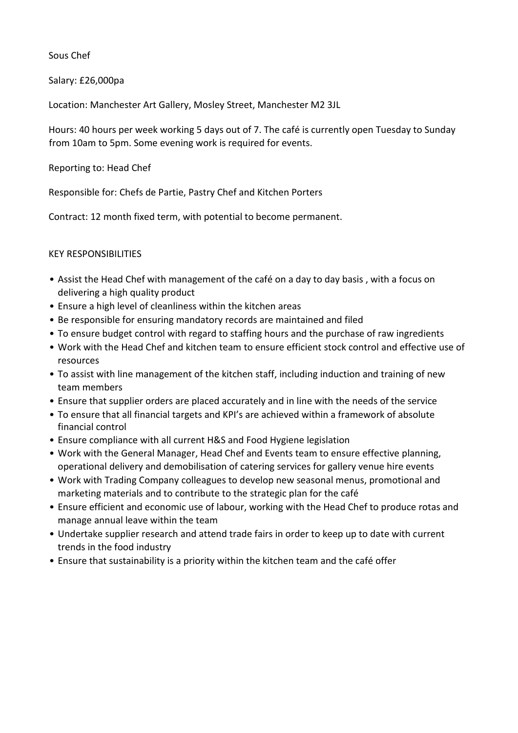Sous Chef

Salary: £26,000pa

Location: Manchester Art Gallery, Mosley Street, Manchester M2 3JL

Hours: 40 hours per week working 5 days out of 7. The café is currently open Tuesday to Sunday from 10am to 5pm. Some evening work is required for events.

Reporting to: Head Chef

Responsible for: Chefs de Partie, Pastry Chef and Kitchen Porters

Contract: 12 month fixed term, with potential to become permanent.

KEY RESPONSIBILITIES

- Assist the Head Chef with management of the café on a day to day basis , with a focus on delivering a high quality product
- Ensure a high level of cleanliness within the kitchen areas
- Be responsible for ensuring mandatory records are maintained and filed
- To ensure budget control with regard to staffing hours and the purchase of raw ingredients
- Work with the Head Chef and kitchen team to ensure efficient stock control and effective use of resources
- To assist with line management of the kitchen staff, including induction and training of new team members
- Ensure that supplier orders are placed accurately and in line with the needs of the service
- To ensure that all financial targets and KPI's are achieved within a framework of absolute financial control
- Ensure compliance with all current H&S and Food Hygiene legislation
- Work with the General Manager, Head Chef and Events team to ensure effective planning, operational delivery and demobilisation of catering services for gallery venue hire events
- Work with Trading Company colleagues to develop new seasonal menus, promotional and marketing materials and to contribute to the strategic plan for the café
- Ensure efficient and economic use of labour, working with the Head Chef to produce rotas and manage annual leave within the team
- Undertake supplier research and attend trade fairs in order to keep up to date with current trends in the food industry
- Ensure that sustainability is a priority within the kitchen team and the café offer